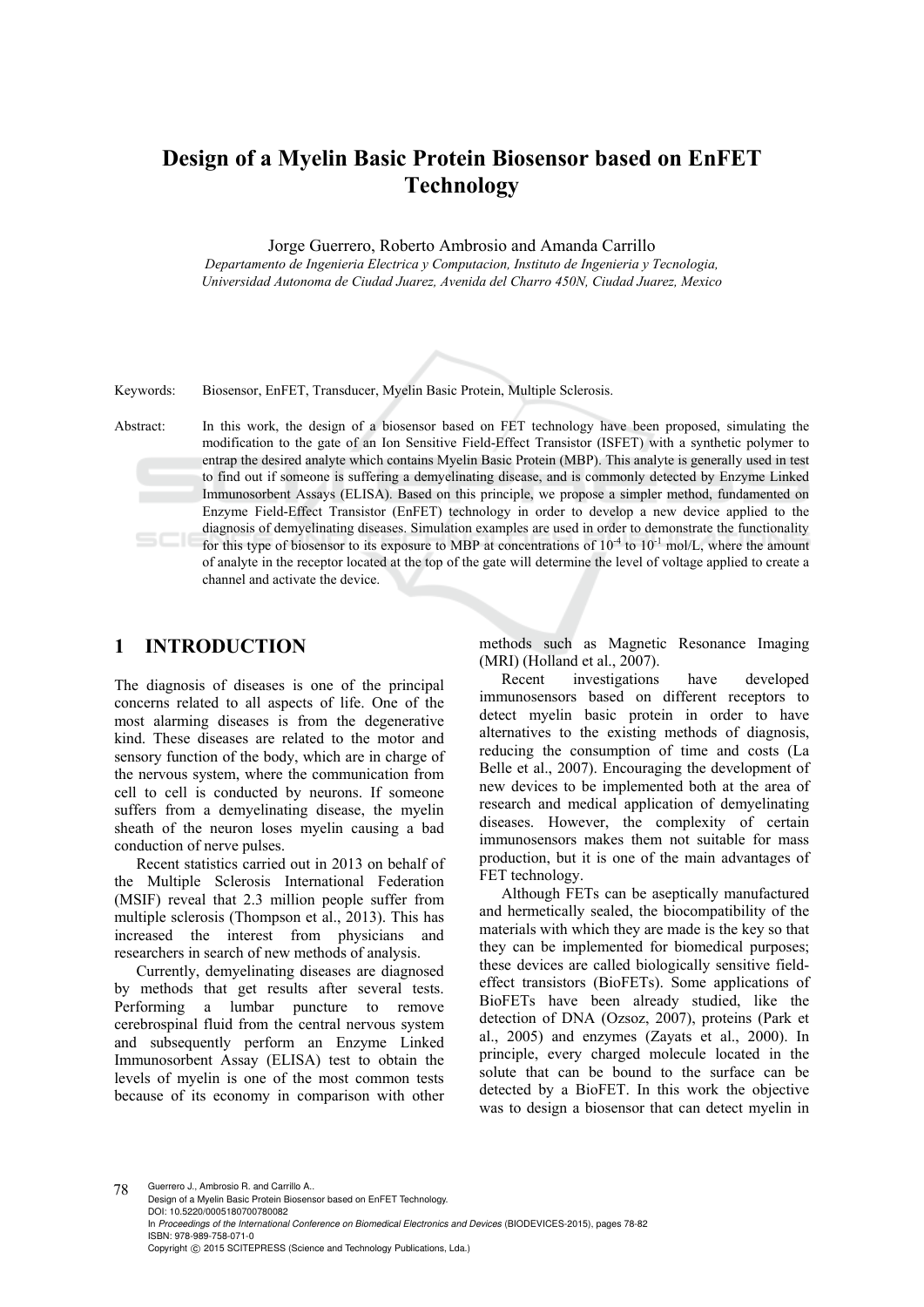# Design of a Myelin Basic Protein Biosensor based on EnFET Technology

Jorge Guerrero, Roberto Ambrosio and Amanda Carrillo

*Departamento de Ingenieria Electrica y Computacion, Instituto de Ingenieria y Tecnologia, Universidad Autonoma de Ciudad Juarez, Avenida del Charro 450N, Ciudad Juarez, Mexico*

Keywords: Biosensor, EnFET, Transducer, Myelin Basic Protein, Multiple Sclerosis.

Abstract: In this work, the design of a biosensor based on FET technology have been proposed, simulating the modification to the gate of an Ion Sensitive Field-Effect Transistor (ISFET) with a synthetic polymer to entrap the desired analyte which contains Myelin Basic Protein (MBP). This analyte is generally used in test to find out if someone is suffering a demyelinating disease, and is commonly detected by Enzyme Linked Immunosorbent Assays (ELISA). Based on this principle, we propose a simpler method, fundamented on Enzyme Field-Effect Transistor (EnFET) technology in order to develop a new device applied to the diagnosis of demyelinating diseases. Simulation examples are used in order to demonstrate the functionality for this type of biosensor to its exposure to MBP at concentrations of $10^{-4}$ to $10^{-1}$ mol/L, where the amount of analyte in the receptor located at the top of the gate will determine the level of voltage applied to create a channel and activate the device.

## 1 INTRODUCTION

The diagnosis of diseases is one of the principal concerns related to all aspects of life. One of the most alarming diseases is from the degenerative kind. These diseases are related to the motor and sensory function of the body, which are in charge of the nervous system, where the communication from cell to cell is conducted by neurons. If someone suffers from a demyelinating disease, the myelin sheath of the neuron loses myelin causing a bad conduction of nerve pulses.

Recent statistics carried out in 2013 on behalf of the Multiple Sclerosis International Federation (MSIF) reveal that 2.3 million people suffer from multiple sclerosis (Thompson et al., 2013). This has increased the interest from physicians and researchers in search of new methods of analysis.

Currently, demyelinating diseases are diagnosed by methods that get results after several tests. Performing a lumbar puncture to remove cerebrospinal fluid from the central nervous system and subsequently perform an Enzyme Linked Immunosorbent Assay (ELISA) test to obtain the levels of myelin is one of the most common tests because of its economy in comparison with other methods such as Magnetic Resonance Imaging (MRI) (Holland et al., 2007).

Recent investigations have developed immunosensors based on different receptors to detect myelin basic protein in order to have alternatives to the existing methods of diagnosis, reducing the consumption of time and costs (La Belle et al., 2007). Encouraging the development of new devices to be implemented both at the area of research and medical application of demyelinating diseases. However, the complexity of certain immunosensors makes them not suitable for mass production, but it is one of the main advantages of FET technology.

Although FETs can be aseptically manufactured and hermetically sealed, the biocompatibility of the materials with which they are made is the key so that they can be implemented for biomedical purposes; these devices are called biologically sensitive field-effect transistors (BioFETs). Some applications of BioFETs have been already studied, like the detection of DNA (Ozsoz, 2007), proteins (Park et al., 2005) and enzymes (Zayats et al., 2000). In principle, every charged molecule located in the solute that can be bound to the surface can be detected by a BioFET. In this work the objective was to design a biosensor that can detect myelin in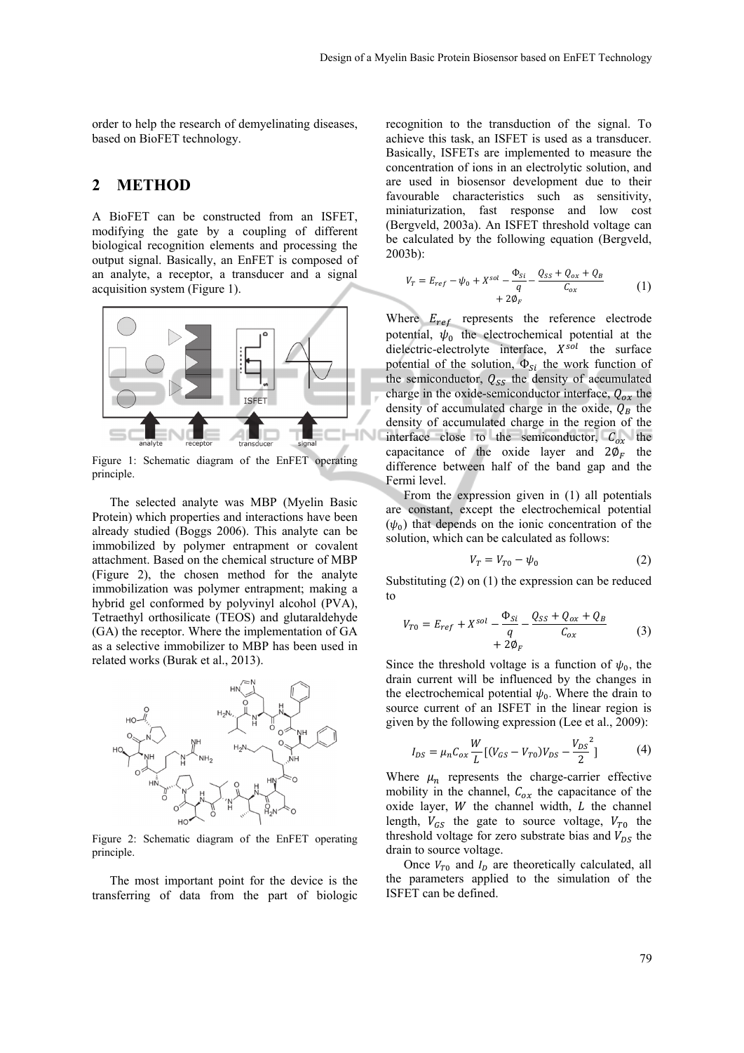order to help the research of demyelinating diseases, based on BioFET technology.

## 2 METHOD

A BioFET can be constructed from an ISFET, modifying the gate by a coupling of different biological recognition elements and processing the output signal. Basically, an EnFET is composed of an analyte, a receptor, a transducer and a signal acquisition system (Figure 1).

Figure 1: Schematic diagram of the EnFET operating principle.

The selected analyte was MBP (Myelin Basic Protein) which properties and interactions have been already studied (Boggs 2006). This analyte can be immobilized by polymer entrapment or covalent attachment. Based on the chemical structure of MBP (Figure 2), the chosen method for the analyte immobilization was polymer entrapment; making a hybrid gel conformed by polyvinyl alcohol (PVA), Tetraethyl orthosilicate (TEOS) and glutaraldehyde (GA) the receptor. Where the implementation of GA as a selective immobilizer to MBP has been used in related works (Burak et al., 2013).

Figure 2: Schematic diagram of the EnFET operating principle.

The most important point for the device is the transferring of data from the part of biologic recognition to the transduction of the signal. To achieve this task, an ISFET is used as a transducer. Basically, ISFETs are implemented to measure the concentration of ions in an electrolytic solution, and are used in biosensor development due to their favourable characteristics such as sensitivity, miniaturization, fast response and low cost (Bergveld, 2003a). An ISFET threshold voltage can be calculated by the following equation (Bergveld, 2003b):

$$V_T = E_{ref} - \psi_0 + X^{sol} - \frac{\Phi_{Si}}{q} - \frac{Q_{SS} + Q_{ox} + Q_B}{C_{ox}} + 2\emptyset_F \quad (1)$$

Where $E_{ref}$ represents the reference electrode potential, $\psi_0$ the electrochemical potential at the dielectric-electrolyte interface, $X^{sol}$ the surface potential of the solution, $\Phi_{Si}$ the work function of the semiconductor, $Q_{SS}$ the density of accumulated charge in the oxide-semiconductor interface, $Q_{ox}$ the density of accumulated charge in the oxide, $Q_B$ the density of accumulated charge in the region of the interface close to the semiconductor, $C_{ox}$ the capacitance of the oxide layer and $2\emptyset_F$ the difference between half of the band gap and the Fermi level.

From the expression given in (1) all potentials are constant, except the electrochemical potential ($\psi_0$) that depends on the ionic concentration of the solution, which can be calculated as follows:

$$V_T = V_{T0} - \psi_0 \quad (2)$$

Substituting (2) on (1) the expression can be reduced to

$$V_{T0} = E_{ref} + X^{sol} - \frac{\Phi_{Si}}{q} - \frac{Q_{SS} + Q_{ox} + Q_B}{C_{ox}} + 2\emptyset_F \quad (3)$$

Since the threshold voltage is a function of $\psi_0$, the drain current will be influenced by the changes in the electrochemical potential $\psi_0$. Where the drain to source current of an ISFET in the linear region is given by the following expression (Lee et al., 2009):

$$I_{DS} = \mu_n C_{ox} \frac{W}{L} [(V_{GS} - V_{T0})V_{DS} - \frac{{V_{DS}}^2}{2}] \quad (4)$$

Where $\mu_n$ represents the charge-carrier effective mobility in the channel, $C_{ox}$ the capacitance of the oxide layer, $W$ the channel width, $L$ the channel length, $V_{GS}$ the gate to source voltage, $V_{T0}$ the threshold voltage for zero substrate bias and $V_{DS}$ the drain to source voltage.

Once $V_{T0}$ and $I_D$ are theoretically calculated, all the parameters applied to the simulation of the ISFET can be defined.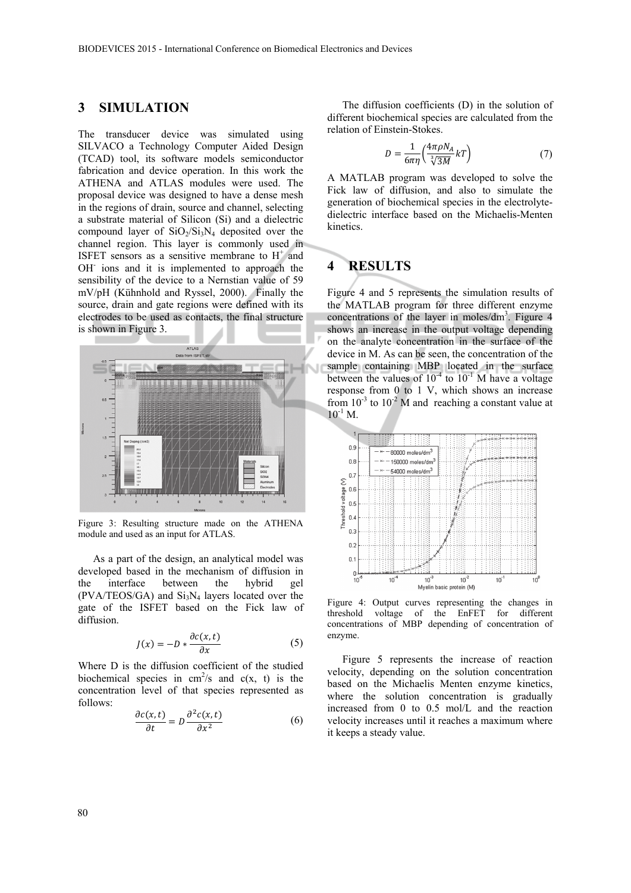## 3 SIMULATION

The transducer device was simulated using SILVACO a Technology Computer Aided Design (TCAD) tool, its software models semiconductor fabrication and device operation. In this work the ATHENA and ATLAS modules were used. The proposal device was designed to have a dense mesh in the regions of drain, source and channel, selecting a substrate material of Silicon (Si) and a dielectric compound layer of $SiO_2/Si_3N_4$ deposited over the channel region. This layer is commonly used in ISFET sensors as a sensitive membrane to $H^+$ and $OH^-$ ions and it is implemented to approach the sensibility of the device to a Nernstian value of 59 mV/pH (Kühnhold and Ryssel, 2000). Finally the source, drain and gate regions were defined with its electrodes to be used as contacts, the final structure is shown in Figure 3.

Figure 3: Resulting structure made on the ATHENA module and used as an input for ATLAS.

As a part of the design, an analytical model was developed based in the mechanism of diffusion in the interface between the hybrid gel (PVA/TEOS/GA) and $Si_3N_4$ layers located over the gate of the ISFET based on the Fick law of diffusion.

$$J(x) = -D * \frac{\partial c(x,t)}{\partial x} \tag{5}$$

Where D is the diffusion coefficient of the studied biochemical species in $cm^2/s$ and c(x, t) is the concentration level of that species represented as follows:

$$\frac{\partial c(x,t)}{\partial t} = D\frac{\partial^2 c(x,t)}{\partial x^2} \tag{6}$$

The diffusion coefficients (D) in the solution of different biochemical species are calculated from the relation of Einstein-Stokes.

$$D = \frac{1}{6\pi\eta}\left(\frac{4\pi\rho N_A}{\sqrt[3]{3M}}kT\right) \tag{7}$$

A MATLAB program was developed to solve the Fick law of diffusion, and also to simulate the generation of biochemical species in the electrolyte-dielectric interface based on the Michaelis-Menten kinetics.

## 4 RESULTS

Figure 4 and 5 represents the simulation results of the MATLAB program for three different enzyme concentrations of the layer in moles/$dm^3$. Figure 4 shows an increase in the output voltage depending on the analyte concentration in the surface of the device in M. As can be seen, the concentration of the sample containing MBP located in the surface between the values of $10^{-4}$ to $10^{-1}$ M have a voltage response from 0 to 1 V, which shows an increase from $10^{-3}$ to $10^{-2}$ M and reaching a constant value at $10^{-1}$ M.

Figure 4: Output curves representing the changes in threshold voltage of the EnFET for different concentrations of MBP depending of concentration of enzyme.

Figure 5 represents the increase of reaction velocity, depending on the solution concentration based on the Michaelis Menten enzyme kinetics, where the solution concentration is gradually increased from 0 to 0.5 mol/L and the reaction velocity increases until it reaches a maximum where it keeps a steady value.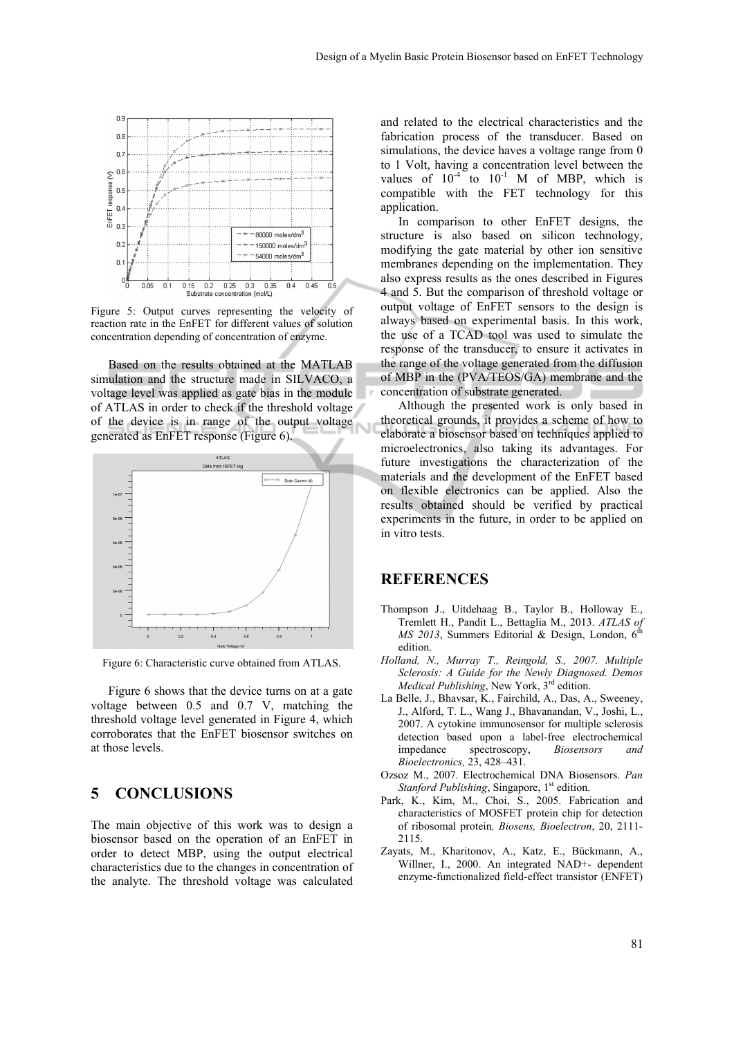Figure 5: Output curves representing the velocity of reaction rate in the EnFET for different values of solution concentration depending of concentration of enzyme.

Based on the results obtained at the MATLAB simulation and the structure made in SILVACO, a voltage level was applied as gate bias in the module of ATLAS in order to check if the threshold voltage of the device is in range of the output voltage generated as EnFET response (Figure 6).

Figure 6: Characteristic curve obtained from ATLAS.

Figure 6 shows that the device turns on at a gate voltage between 0.5 and 0.7 V, matching the threshold voltage level generated in Figure 4, which corroborates that the EnFET biosensor switches on at those levels.

## 5 CONCLUSIONS

The main objective of this work was to design a biosensor based on the operation of an EnFET in order to detect MBP, using the output electrical characteristics due to the changes in concentration of the analyte. The threshold voltage was calculated and related to the electrical characteristics and the fabrication process of the transducer. Based on simulations, the device haves a voltage range from 0 to 1 Volt, having a concentration level between the values of $10^{-4}$ to $10^{-1}$ M of MBP, which is compatible with the FET technology for this application.

In comparison to other EnFET designs, the structure is also based on silicon technology, modifying the gate material by other ion sensitive membranes depending on the implementation. They also express results as the ones described in Figures 4 and 5. But the comparison of threshold voltage or output voltage of EnFET sensors to the design is always based on experimental basis. In this work, the use of a TCAD tool was used to simulate the response of the transducer, to ensure it activates in the range of the voltage generated from the diffusion of MBP in the (PVA/TEOS/GA) membrane and the concentration of substrate generated.

Although the presented work is only based in theoretical grounds, it provides a scheme of how to elaborate a biosensor based on techniques applied to microelectronics, also taking its advantages. For future investigations the characterization of the materials and the development of the EnFET based on flexible electronics can be applied. Also the results obtained should be verified by practical experiments in the future, in order to be applied on in vitro tests.

## REFERENCES

Thompson J., Uitdehaag B., Taylor B., Holloway E., Tremlett H., Pandit L., Bettaglia M., 2013. *ATLAS of MS 2013*, Summers Editorial & Design, London, 6th edition.

*Holland, N., Murray T., Reingold, S., 2007. Multiple Sclerosis: A Guide for the Newly Diagnosed. Demos Medical Publishing*, New York, 3rd edition.

La Belle, J., Bhavsar, K., Fairchild, A., Das, A., Sweeney, J., Alford, T. L., Wang J., Bhavanandan, V., Joshi, L., 2007. A cytokine immunosensor for multiple sclerosis detection based upon a label-free electrochemical impedance spectroscopy, *Biosensors and Bioelectronics,* 23, 428–431.

Ozsoz M., 2007. Electrochemical DNA Biosensors. *Pan Stanford Publishing*, Singapore, 1st edition.

Park, K., Kim, M., Choi, S., 2005. Fabrication and characteristics of MOSFET protein chip for detection of ribosomal protein*, Biosens, Bioelectron*, 20, 2111-2115.

Zayats, M., Kharitonov, A., Katz, E., Bückmann, A., Willner, I., 2000. An integrated NAD+- dependent enzyme-functionalized field-effect transistor (ENFET)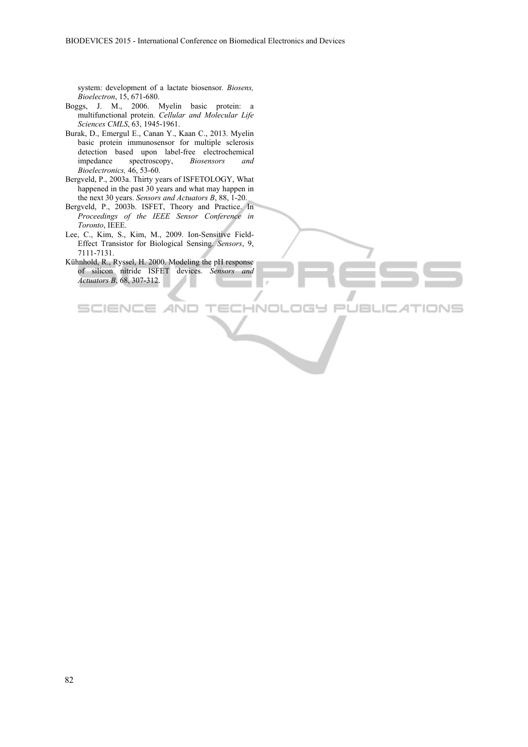system: development of a lactate biosensor. *Biosens, Bioelectron*, 15, 671-680.

Boggs, J. M., 2006. Myelin basic protein: a multifunctional protein. *Cellular and Molecular Life Sciences CMLS*, 63, 1945-1961.

Burak, D., Emergul E., Canan Y., Kaan C., 2013. Myelin basic protein immunosensor for multiple sclerosis detection based upon label-free electrochemical impedance spectroscopy, *Biosensors and Bioelectronics,* 46, 53-60.

Bergveld, P., 2003a. Thirty years of ISFETOLOGY, What happened in the past 30 years and what may happen in the next 30 years. *Sensors and Actuators B*, 88, 1-20.

Bergveld, P., 2003b. ISFET, Theory and Practice. In *Proceedings of the IEEE Sensor Conference in Toronto*, IEEE.

Lee, C., Kim, S., Kim, M., 2009. Ion-Sensitive Field-Effect Transistor for Biological Sensing. *Sensors*, 9, 7111-7131.

Kühnhold, R., Ryssel, H. 2000. Modeling the pH response of silicon nitride ISFET devices. *Sensors and Actuators B*, 68, 307-312.